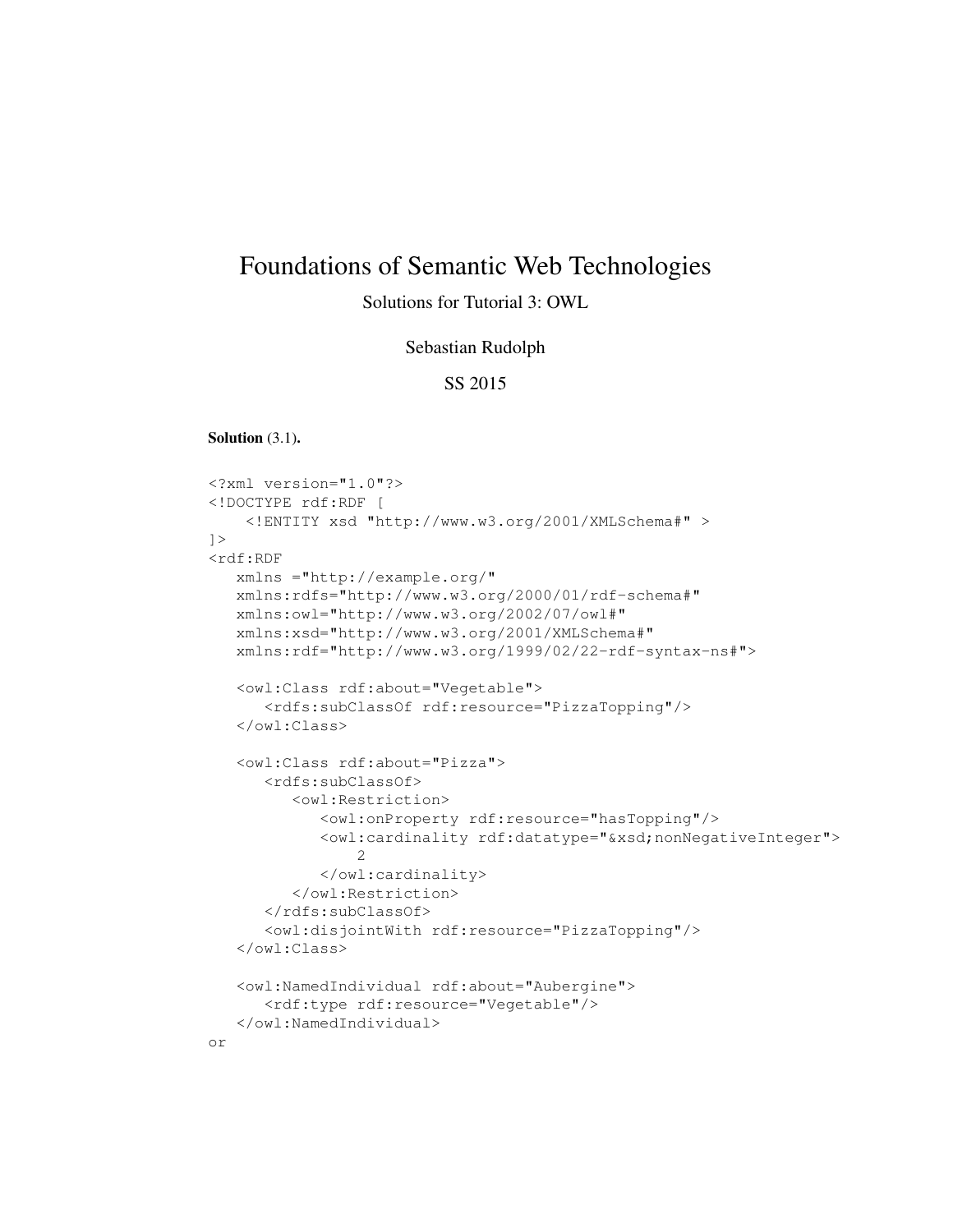# Foundations of Semantic Web Technologies

Solutions for Tutorial 3: OWL

Sebastian Rudolph

SS 2015

**Solution** (3.1)**.**

```
<?xml version="1.0"?>
<!DOCTYPE rdf:RDF [
    <!ENTITY xsd "http://www.w3.org/2001/XMLSchema#" >
]>
<rdf:RDF
   xmlns ="http://example.org/"
   xmlns:rdfs="http://www.w3.org/2000/01/rdf-schema#"
   xmlns:owl="http://www.w3.org/2002/07/owl#"
   xmlns:xsd="http://www.w3.org/2001/XMLSchema#"
   xmlns:rdf="http://www.w3.org/1999/02/22-rdf-syntax-ns#">

   <owl:Class rdf:about="Vegetable">
      <rdfs:subClassOf rdf:resource="PizzaTopping"/>
   </owl:Class>

   <owl:Class rdf:about="Pizza">
      <rdfs:subClassOf>
         <owl:Restriction>
            <owl:onProperty rdf:resource="hasTopping"/>
            <owl:cardinality rdf:datatype="&xsd;nonNegativeInteger">
                2
            </owl:cardinality>
         </owl:Restriction>
      </rdfs:subClassOf>
      <owl:disjointWith rdf:resource="PizzaTopping"/>
   </owl:Class>

   <owl:NamedIndividual rdf:about="Aubergine">
      <rdf:type rdf:resource="Vegetable"/>
   </owl:NamedIndividual>
or
```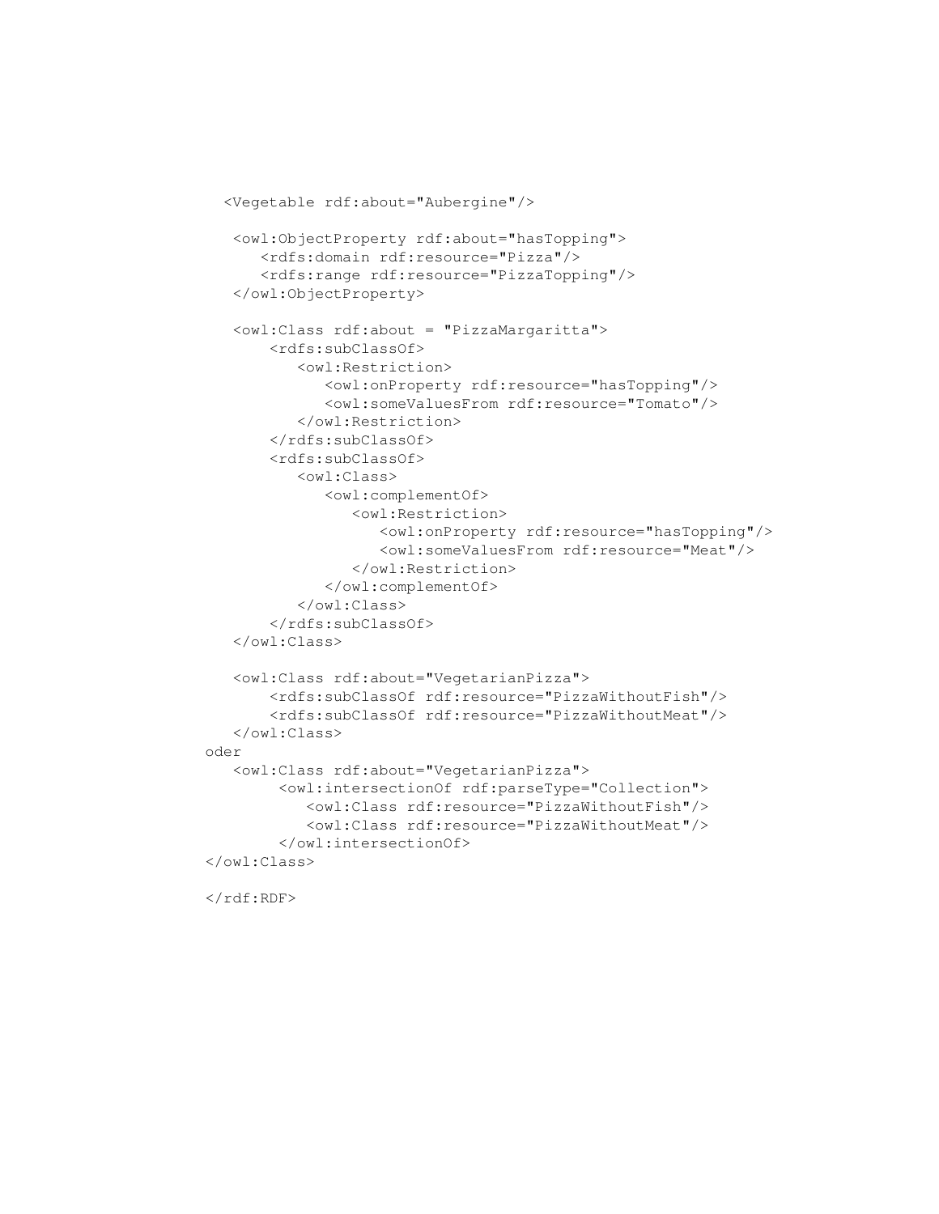```
  <Vegetable rdf:about="Aubergine"/>

   <owl:ObjectProperty rdf:about="hasTopping">
      <rdfs:domain rdf:resource="Pizza"/>
      <rdfs:range rdf:resource="PizzaTopping"/>
   </owl:ObjectProperty>

   <owl:Class rdf:about = "PizzaMargaritta">
       <rdfs:subClassOf>
          <owl:Restriction>
             <owl:onProperty rdf:resource="hasTopping"/>
             <owl:someValuesFrom rdf:resource="Tomato"/>
          </owl:Restriction>
       </rdfs:subClassOf>
       <rdfs:subClassOf>
          <owl:Class>
             <owl:complementOf>
                <owl:Restriction>
                   <owl:onProperty rdf:resource="hasTopping"/>
                   <owl:someValuesFrom rdf:resource="Meat"/>
                </owl:Restriction>
             </owl:complementOf>
          </owl:Class>
       </rdfs:subClassOf>
   </owl:Class>

   <owl:Class rdf:about="VegetarianPizza">
       <rdfs:subClassOf rdf:resource="PizzaWithoutFish"/>
       <rdfs:subClassOf rdf:resource="PizzaWithoutMeat"/>
   </owl:Class>
oder
   <owl:Class rdf:about="VegetarianPizza">
        <owl:intersectionOf rdf:parseType="Collection">
           <owl:Class rdf:resource="PizzaWithoutFish"/>
           <owl:Class rdf:resource="PizzaWithoutMeat"/>
        </owl:intersectionOf>
</owl:Class>

</rdf:RDF>
```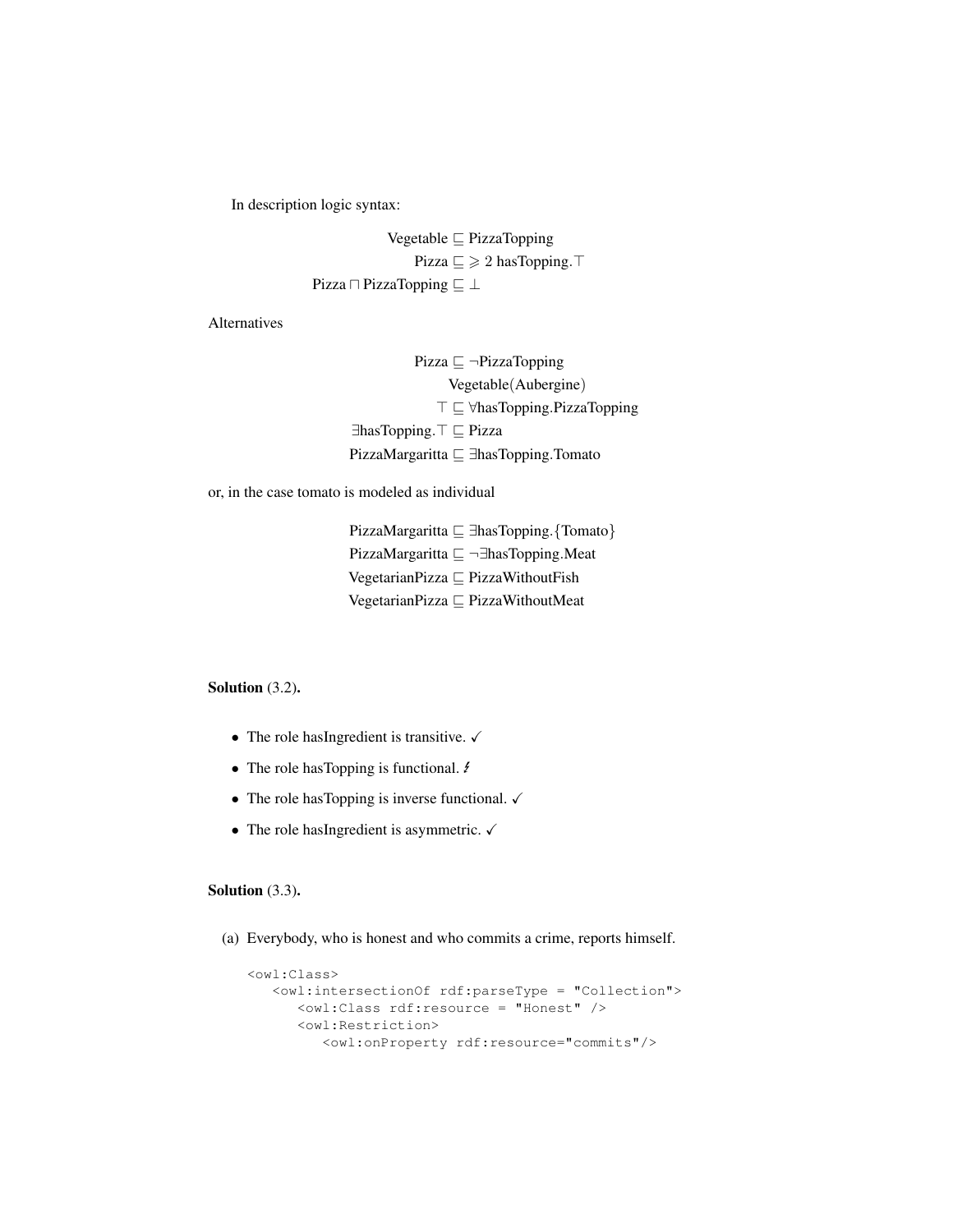In description logic syntax:

$$\text{Vegetable} \sqsubseteq \text{PizzaTopping}$$
$$\text{Pizza} \sqsubseteq \geqslant 2\ \text{hasTopping}.\top$$
$$\text{Pizza} \sqcap \text{PizzaTopping} \sqsubseteq \bot$$

Alternatives

$$\text{Pizza} \sqsubseteq \neg\text{PizzaTopping}$$
$$\text{Vegetable}(\text{Aubergine})$$
$$\top \sqsubseteq \forall\text{hasTopping}.\text{PizzaTopping}$$
$$\exists\text{hasTopping}.\top \sqsubseteq \text{Pizza}$$
$$\text{PizzaMargaritta} \sqsubseteq \exists\text{hasTopping}.\text{Tomato}$$

or, in the case tomato is modeled as individual

$$\text{PizzaMargaritta} \sqsubseteq \exists\text{hasTopping}.\{\text{Tomato}\}$$
$$\text{PizzaMargaritta} \sqsubseteq \neg\exists\text{hasTopping}.\text{Meat}$$
$$\text{VegetarianPizza} \sqsubseteq \text{PizzaWithoutFish}$$
$$\text{VegetarianPizza} \sqsubseteq \text{PizzaWithoutMeat}$$

**Solution** (3.2)**.**

- The role hasIngredient is transitive. ✓
- The role hasTopping is functional. ↯
- The role hasTopping is inverse functional. ✓
- The role hasIngredient is asymmetric. ✓

**Solution** (3.3)**.**

(a) Everybody, who is honest and who commits a crime, reports himself.

```
<owl:Class>
   <owl:intersectionOf rdf:parseType = "Collection">
      <owl:Class rdf:resource = "Honest" />
      <owl:Restriction>
         <owl:onProperty rdf:resource="commits"/>
```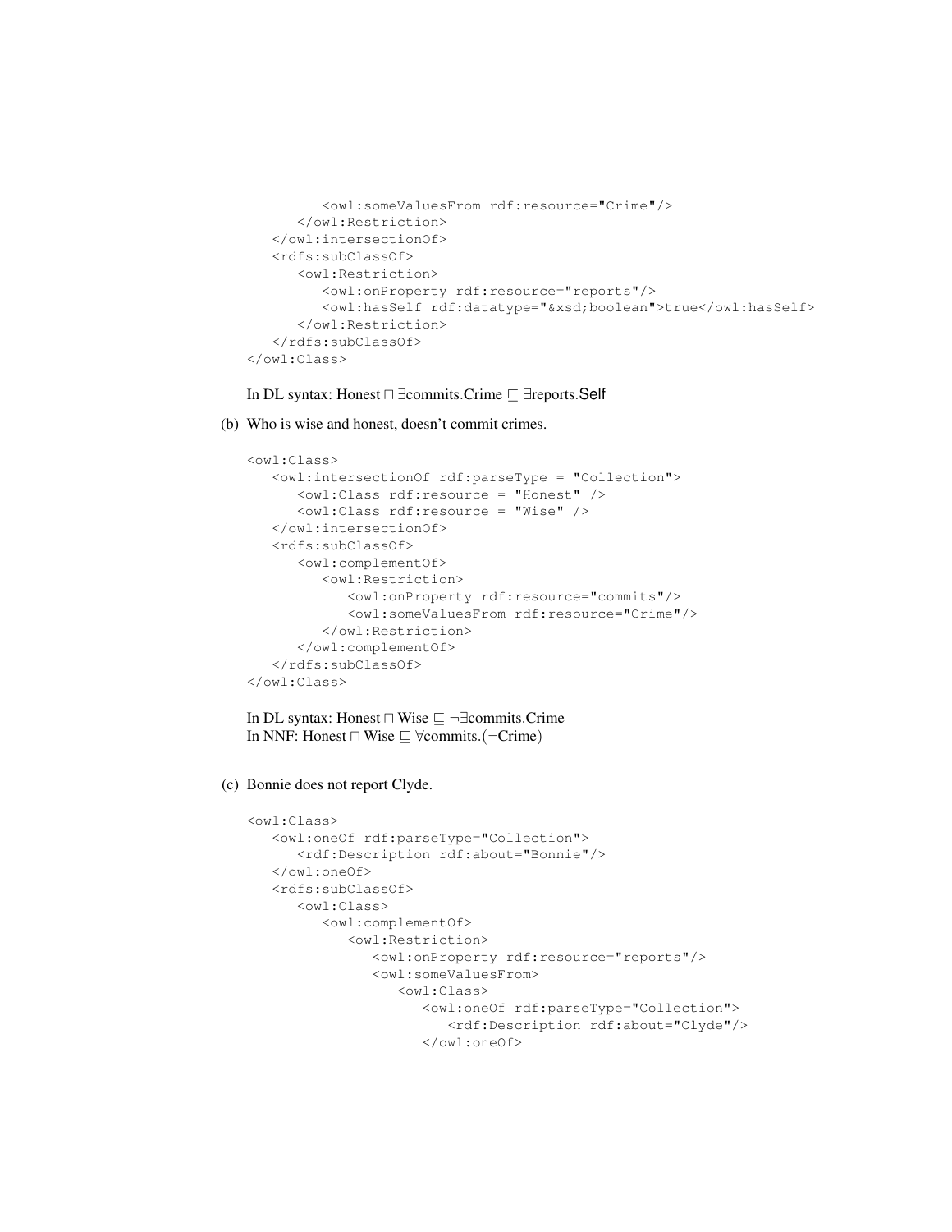```
            <owl:someValuesFrom rdf:resource="Crime"/>
         </owl:Restriction>
      </owl:intersectionOf>
      <rdfs:subClassOf>
         <owl:Restriction>
            <owl:onProperty rdf:resource="reports"/>
            <owl:hasSelf rdf:datatype="&xsd;boolean">true</owl:hasSelf>
         </owl:Restriction>
      </rdfs:subClassOf>
   </owl:Class>
```

In DL syntax: $\text{Honest} \sqcap \exists\text{commits.Crime} \sqsubseteq \exists\text{reports.}\mathsf{Self}$

(b) Who is wise and honest, doesn't commit crimes.

```
   <owl:Class>
      <owl:intersectionOf rdf:parseType = "Collection">
         <owl:Class rdf:resource = "Honest" />
         <owl:Class rdf:resource = "Wise" />
      </owl:intersectionOf>
      <rdfs:subClassOf>
         <owl:complementOf>
            <owl:Restriction>
               <owl:onProperty rdf:resource="commits"/>
               <owl:someValuesFrom rdf:resource="Crime"/>
            </owl:Restriction>
         </owl:complementOf>
      </rdfs:subClassOf>
   </owl:Class>
```

In DL syntax: $\text{Honest} \sqcap \text{Wise} \sqsubseteq \neg\exists\text{commits.Crime}$
In NNF: $\text{Honest} \sqcap \text{Wise} \sqsubseteq \forall\text{commits.}(\neg\text{Crime})$

(c) Bonnie does not report Clyde.

```
   <owl:Class>
      <owl:oneOf rdf:parseType="Collection">
         <rdf:Description rdf:about="Bonnie"/>
      </owl:oneOf>
      <rdfs:subClassOf>
         <owl:Class>
            <owl:complementOf>
               <owl:Restriction>
                  <owl:onProperty rdf:resource="reports"/>
                  <owl:someValuesFrom>
                     <owl:Class>
                        <owl:oneOf rdf:parseType="Collection">
                           <rdf:Description rdf:about="Clyde"/>
                        </owl:oneOf>
```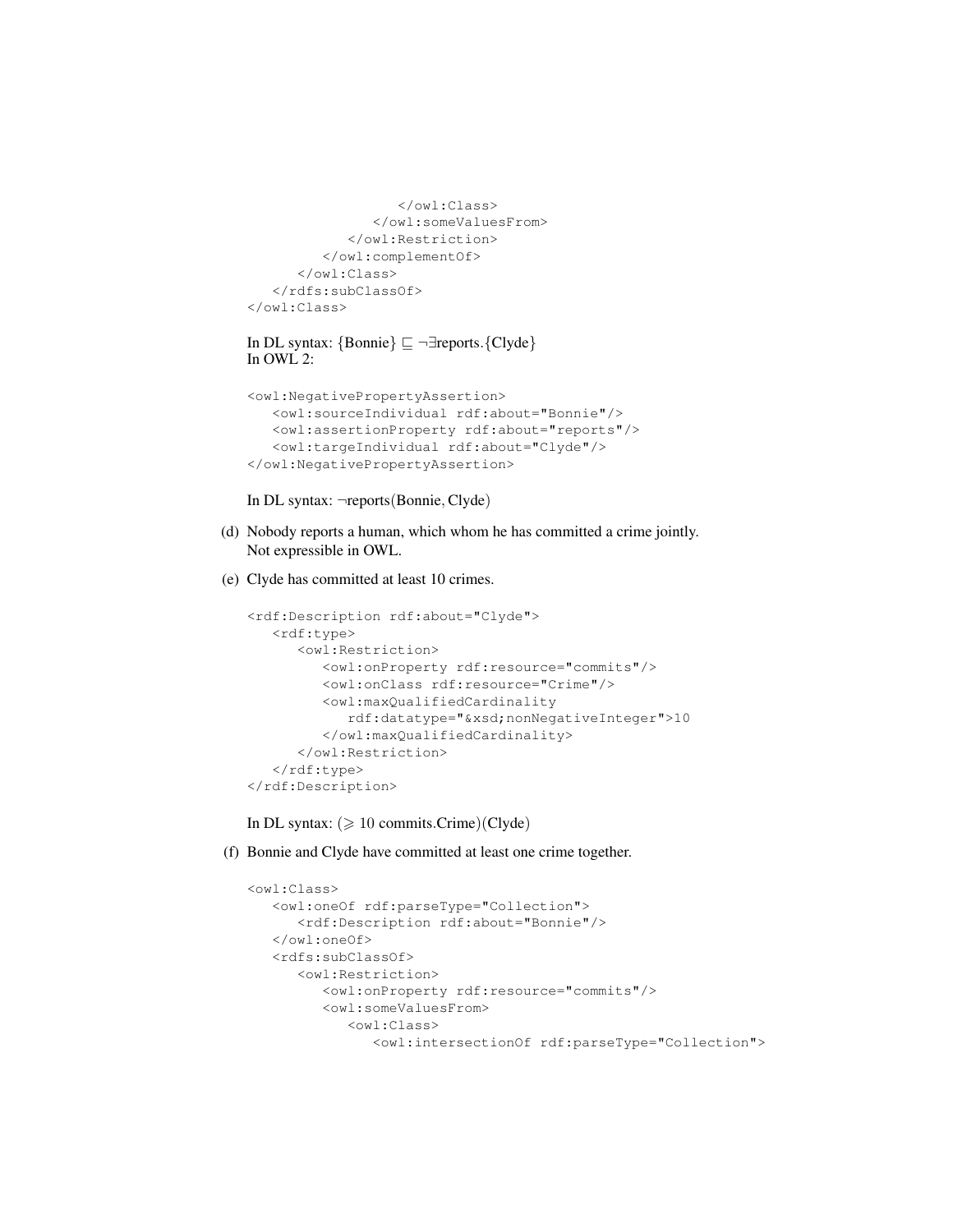```
                </owl:Class>
              </owl:someValuesFrom>
            </owl:Restriction>
          </owl:complementOf>
        </owl:Class>
      </rdfs:subClassOf>
    </owl:Class>
```

In DL syntax: $\{\text{Bonnie}\} \sqsubseteq \neg\exists\text{reports}.\{\text{Clyde}\}$
In OWL 2:

```
<owl:NegativePropertyAssertion>
   <owl:sourceIndividual rdf:about="Bonnie"/>
   <owl:assertionProperty rdf:about="reports"/>
   <owl:targeIndividual rdf:about="Clyde"/>
</owl:NegativePropertyAssertion>
```

In DL syntax: $\neg\text{reports}(\text{Bonnie}, \text{Clyde})$

(d) Nobody reports a human, which whom he has committed a crime jointly.
Not expressible in OWL.

(e) Clyde has committed at least 10 crimes.

```
<rdf:Description rdf:about="Clyde">
   <rdf:type>
      <owl:Restriction>
         <owl:onProperty rdf:resource="commits"/>
         <owl:onClass rdf:resource="Crime"/>
         <owl:maxQualifiedCardinality
            rdf:datatype="&xsd;nonNegativeInteger">10
         </owl:maxQualifiedCardinality>
      </owl:Restriction>
   </rdf:type>
</rdf:Description>
```

In DL syntax: $(\geqslant 10\ \text{commits}.\text{Crime})(\text{Clyde})$

(f) Bonnie and Clyde have committed at least one crime together.

```
<owl:Class>
   <owl:oneOf rdf:parseType="Collection">
      <rdf:Description rdf:about="Bonnie"/>
   </owl:oneOf>
   <rdfs:subClassOf>
      <owl:Restriction>
         <owl:onProperty rdf:resource="commits"/>
         <owl:someValuesFrom>
            <owl:Class>
               <owl:intersectionOf rdf:parseType="Collection">
```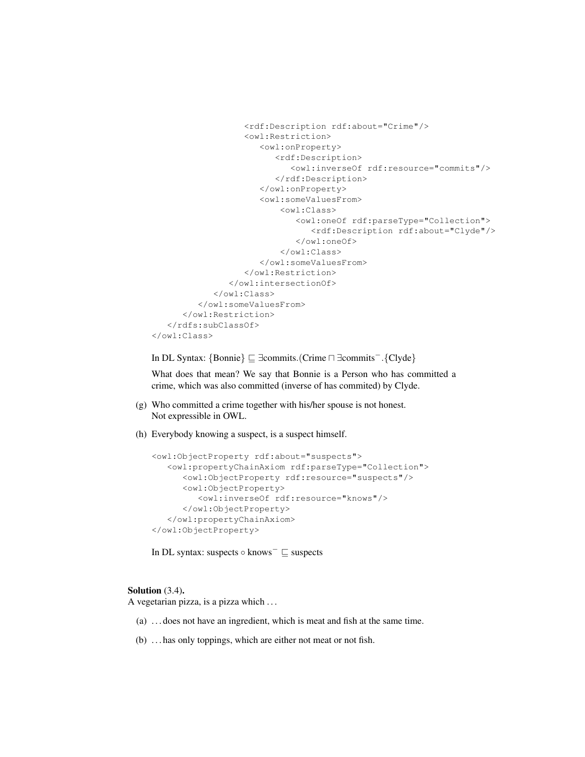```
                    <rdf:Description rdf:about="Crime"/>
                    <owl:Restriction>
                       <owl:onProperty>
                          <rdf:Description>
                             <owl:inverseOf rdf:resource="commits"/>
                          </rdf:Description>
                       </owl:onProperty>
                       <owl:someValuesFrom>
                           <owl:Class>
                              <owl:oneOf rdf:parseType="Collection">
                                 <rdf:Description rdf:about="Clyde"/>
                              </owl:oneOf>
                           </owl:Class>
                       </owl:someValuesFrom>
                    </owl:Restriction>
                 </owl:intersectionOf>
              </owl:Class>
           </owl:someValuesFrom>
        </owl:Restriction>
     </rdfs:subClassOf>
  </owl:Class>
```

In DL Syntax: $\{\text{Bonnie}\} \sqsubseteq \exists\text{commits}.(\text{Crime} \sqcap \exists\text{commits}^{-}.\{\text{Clyde}\}$

What does that mean? We say that Bonnie is a Person who has committed a crime, which was also committed (inverse of has commited) by Clyde.

(g) Who committed a crime together with his/her spouse is not honest.
Not expressible in OWL.

(h) Everybody knowing a suspect, is a suspect himself.

```
<owl:ObjectProperty rdf:about="suspects">
   <owl:propertyChainAxiom rdf:parseType="Collection">
      <owl:ObjectProperty rdf:resource="suspects"/>
      <owl:ObjectProperty>
         <owl:inverseOf rdf:resource="knows"/>
      </owl:ObjectProperty>
   </owl:propertyChainAxiom>
</owl:ObjectProperty>
```

In DL syntax: $\text{suspects} \circ \text{knows}^{-} \sqsubseteq \text{suspects}$

**Solution** (3.4).
A vegetarian pizza, is a pizza which ...

(a) ... does not have an ingredient, which is meat and fish at the same time.

(b) ... has only toppings, which are either not meat or not fish.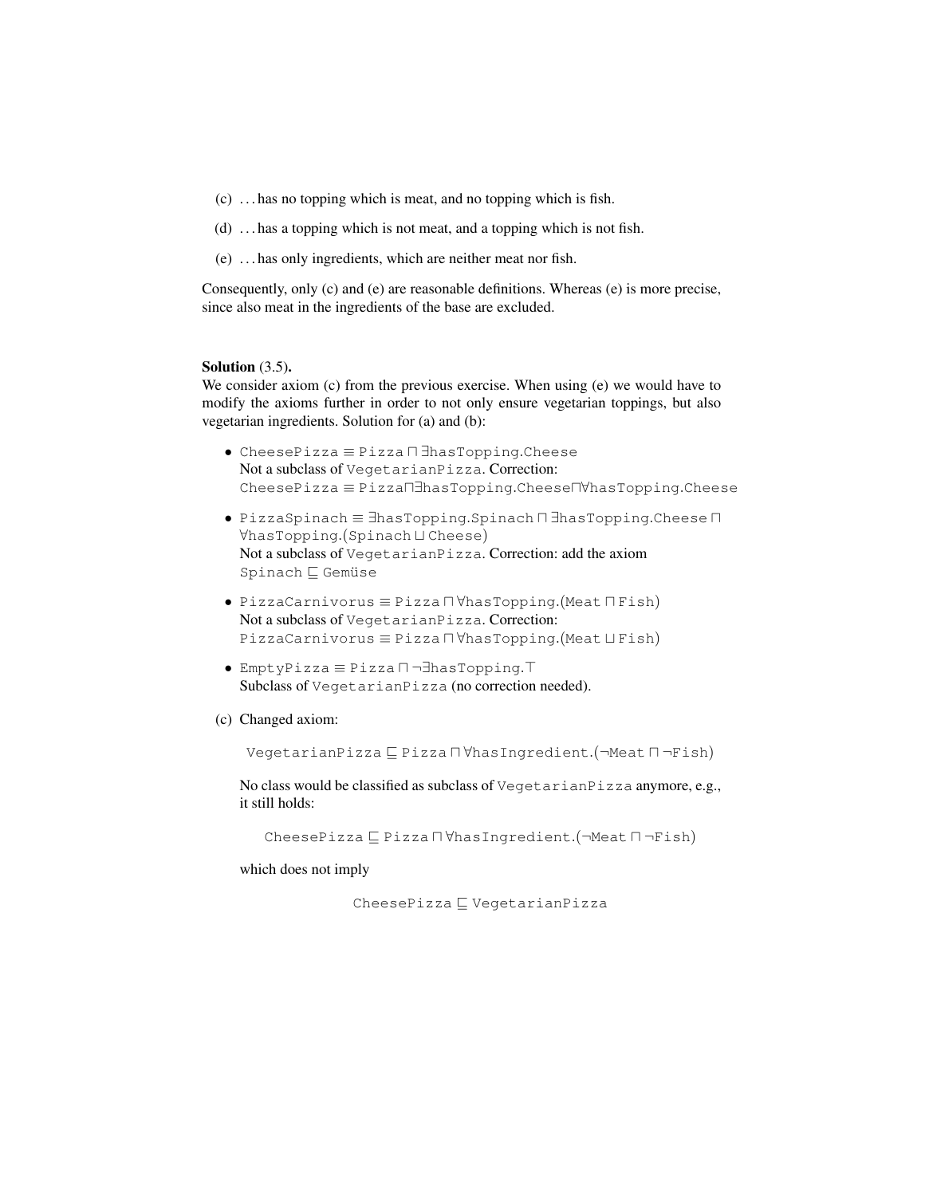(c) ... has no topping which is meat, and no topping which is fish.

(d) ... has a topping which is not meat, and a topping which is not fish.

(e) ... has only ingredients, which are neither meat nor fish.

Consequently, only (c) and (e) are reasonable definitions. Whereas (e) is more precise, since also meat in the ingredients of the base are excluded.

**Solution** (3.5)**.**
We consider axiom (c) from the previous exercise. When using (e) we would have to modify the axioms further in order to not only ensure vegetarian toppings, but also vegetarian ingredients. Solution for (a) and (b):

- $\texttt{CheesePizza} \equiv \texttt{Pizza} \sqcap \exists \texttt{hasTopping.Cheese}$
  Not a subclass of VegetarianPizza. Correction:
  $\texttt{CheesePizza} \equiv \texttt{Pizza} \sqcap \exists \texttt{hasTopping.Cheese} \sqcap \forall \texttt{hasTopping.Cheese}$
- $\texttt{PizzaSpinach} \equiv \exists \texttt{hasTopping.Spinach} \sqcap \exists \texttt{hasTopping.Cheese} \sqcap \forall \texttt{hasTopping}.(\texttt{Spinach} \sqcup \texttt{Cheese})$
  Not a subclass of VegetarianPizza. Correction: add the axiom
  $\texttt{Spinach} \sqsubseteq \texttt{Gemüse}$
- $\texttt{PizzaCarnivorus} \equiv \texttt{Pizza} \sqcap \forall \texttt{hasTopping}.(\texttt{Meat} \sqcap \texttt{Fish})$
  Not a subclass of VegetarianPizza. Correction:
  $\texttt{PizzaCarnivorus} \equiv \texttt{Pizza} \sqcap \forall \texttt{hasTopping}.(\texttt{Meat} \sqcup \texttt{Fish})$
- $\texttt{EmptyPizza} \equiv \texttt{Pizza} \sqcap \neg \exists \texttt{hasTopping}.\top$
  Subclass of VegetarianPizza (no correction needed).

(c) Changed axiom:

$$\texttt{VegetarianPizza} \sqsubseteq \texttt{Pizza} \sqcap \forall \texttt{hasIngredient}.(\neg \texttt{Meat} \sqcap \neg \texttt{Fish})$$

No class would be classified as subclass of VegetarianPizza anymore, e.g., it still holds:

$$\texttt{CheesePizza} \sqsubseteq \texttt{Pizza} \sqcap \forall \texttt{hasIngredient}.(\neg \texttt{Meat} \sqcap \neg \texttt{Fish})$$

which does not imply

$$\texttt{CheesePizza} \sqsubseteq \texttt{VegetarianPizza}$$